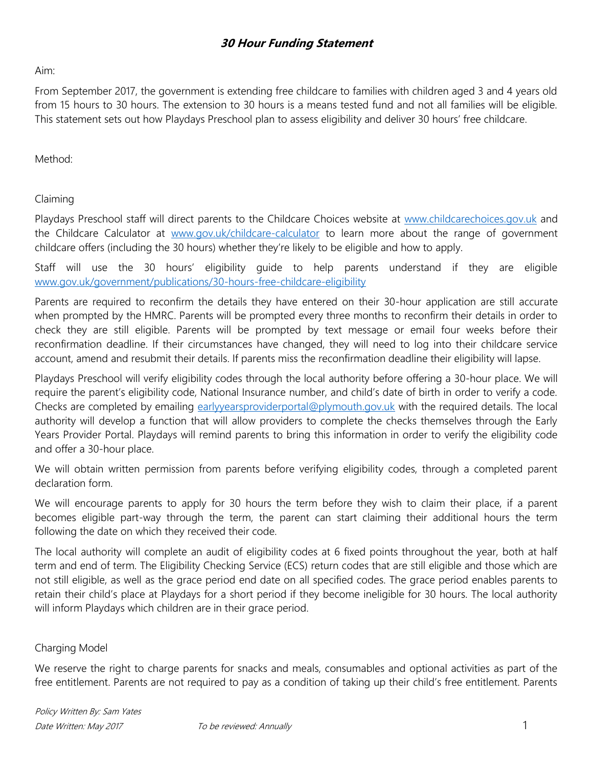# ***30 Hour Funding Statement***

Aim:

From September 2017, the government is extending free childcare to families with children aged 3 and 4 years old from 15 hours to 30 hours. The extension to 30 hours is a means tested fund and not all families will be eligible. This statement sets out how Playdays Preschool plan to assess eligibility and deliver 30 hours' free childcare.

Method:

Claiming

Playdays Preschool staff will direct parents to the Childcare Choices website at [www.childcarechoices.gov.uk](http://www.childcarechoices.gov.uk) and the Childcare Calculator at [www.gov.uk/childcare-calculator](http://www.gov.uk/childcare-calculator) to learn more about the range of government childcare offers (including the 30 hours) whether they're likely to be eligible and how to apply.

Staff will use the 30 hours' eligibility guide to help parents understand if they are eligible [www.gov.uk/government/publications/30-hours-free-childcare-eligibility](http://www.gov.uk/government/publications/30-hours-free-childcare-eligibility)

Parents are required to reconfirm the details they have entered on their 30-hour application are still accurate when prompted by the HMRC. Parents will be prompted every three months to reconfirm their details in order to check they are still eligible. Parents will be prompted by text message or email four weeks before their reconfirmation deadline. If their circumstances have changed, they will need to log into their childcare service account, amend and resubmit their details. If parents miss the reconfirmation deadline their eligibility will lapse.

Playdays Preschool will verify eligibility codes through the local authority before offering a 30-hour place. We will require the parent's eligibility code, National Insurance number, and child's date of birth in order to verify a code. Checks are completed by emailing [earlyyearsproviderportal@plymouth.gov.uk](mailto:earlyyearsproviderportal@plymouth.gov.uk) with the required details. The local authority will develop a function that will allow providers to complete the checks themselves through the Early Years Provider Portal. Playdays will remind parents to bring this information in order to verify the eligibility code and offer a 30-hour place.

We will obtain written permission from parents before verifying eligibility codes, through a completed parent declaration form.

We will encourage parents to apply for 30 hours the term before they wish to claim their place, if a parent becomes eligible part-way through the term, the parent can start claiming their additional hours the term following the date on which they received their code.

The local authority will complete an audit of eligibility codes at 6 fixed points throughout the year, both at half term and end of term. The Eligibility Checking Service (ECS) return codes that are still eligible and those which are not still eligible, as well as the grace period end date on all specified codes. The grace period enables parents to retain their child's place at Playdays for a short period if they become ineligible for 30 hours. The local authority will inform Playdays which children are in their grace period.

Charging Model

We reserve the right to charge parents for snacks and meals, consumables and optional activities as part of the free entitlement. Parents are not required to pay as a condition of taking up their child's free entitlement. Parents

*Policy Written By: Sam Yates*
*Date Written: May 2017* *To be reviewed: Annually*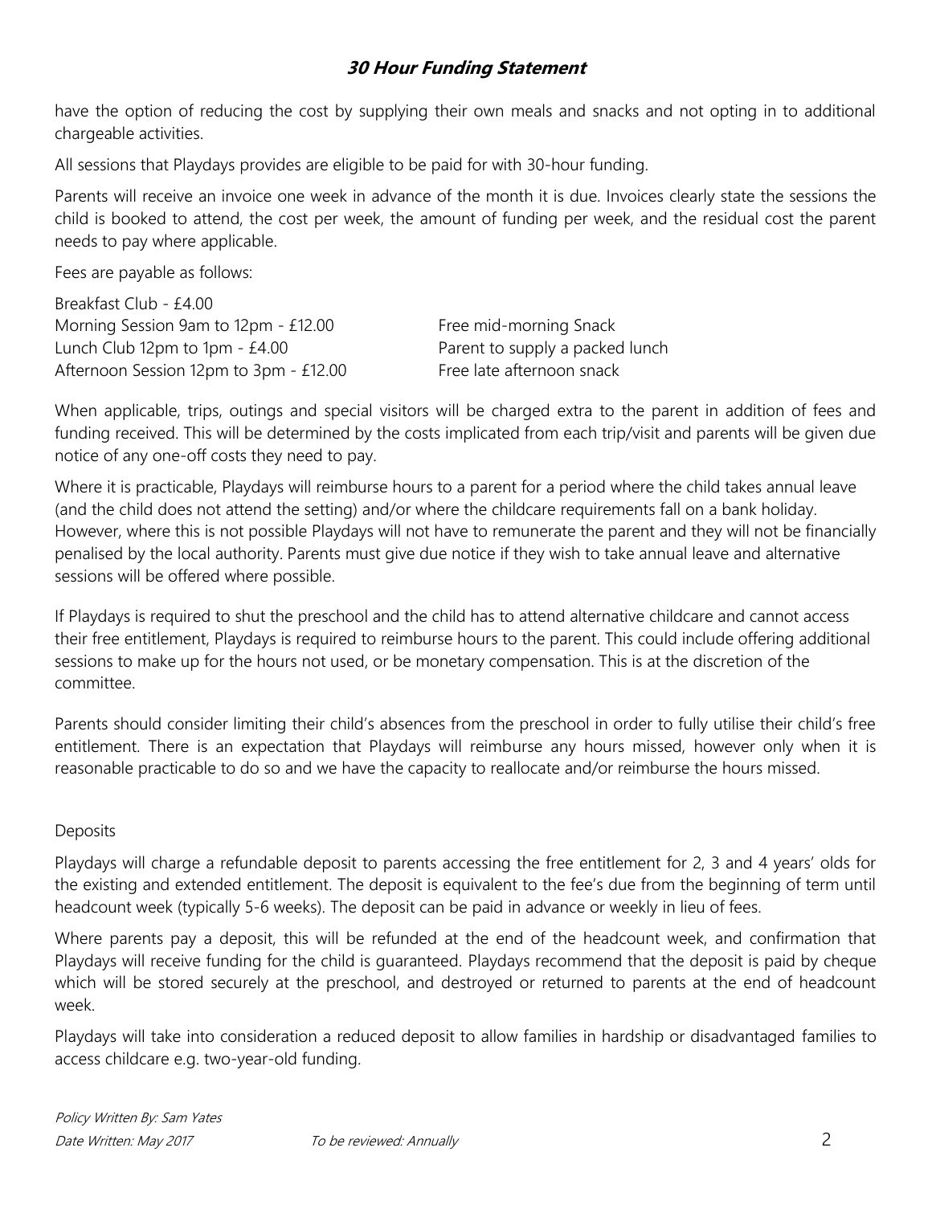have the option of reducing the cost by supplying their own meals and snacks and not opting in to additional chargeable activities.

All sessions that Playdays provides are eligible to be paid for with 30-hour funding.

Parents will receive an invoice one week in advance of the month it is due. Invoices clearly state the sessions the child is booked to attend, the cost per week, the amount of funding per week, and the residual cost the parent needs to pay where applicable.

Fees are payable as follows:

| | |
|---|---|
| Breakfast Club - £4.00 | |
| Morning Session 9am to 12pm - £12.00 | Free mid-morning Snack |
| Lunch Club 12pm to 1pm - £4.00 | Parent to supply a packed lunch |
| Afternoon Session 12pm to 3pm - £12.00 | Free late afternoon snack |

When applicable, trips, outings and special visitors will be charged extra to the parent in addition of fees and funding received. This will be determined by the costs implicated from each trip/visit and parents will be given due notice of any one-off costs they need to pay.

Where it is practicable, Playdays will reimburse hours to a parent for a period where the child takes annual leave (and the child does not attend the setting) and/or where the childcare requirements fall on a bank holiday. However, where this is not possible Playdays will not have to remunerate the parent and they will not be financially penalised by the local authority. Parents must give due notice if they wish to take annual leave and alternative sessions will be offered where possible.

If Playdays is required to shut the preschool and the child has to attend alternative childcare and cannot access their free entitlement, Playdays is required to reimburse hours to the parent. This could include offering additional sessions to make up for the hours not used, or be monetary compensation. This is at the discretion of the committee.

Parents should consider limiting their child's absences from the preschool in order to fully utilise their child's free entitlement. There is an expectation that Playdays will reimburse any hours missed, however only when it is reasonable practicable to do so and we have the capacity to reallocate and/or reimburse the hours missed.

Deposits

Playdays will charge a refundable deposit to parents accessing the free entitlement for 2, 3 and 4 years' olds for the existing and extended entitlement. The deposit is equivalent to the fee's due from the beginning of term until headcount week (typically 5-6 weeks). The deposit can be paid in advance or weekly in lieu of fees.

Where parents pay a deposit, this will be refunded at the end of the headcount week, and confirmation that Playdays will receive funding for the child is guaranteed. Playdays recommend that the deposit is paid by cheque which will be stored securely at the preschool, and destroyed or returned to parents at the end of headcount week.

Playdays will take into consideration a reduced deposit to allow families in hardship or disadvantaged families to access childcare e.g. two-year-old funding.

*Policy Written By: Sam Yates*

*Date Written: May 2017* *To be reviewed: Annually*